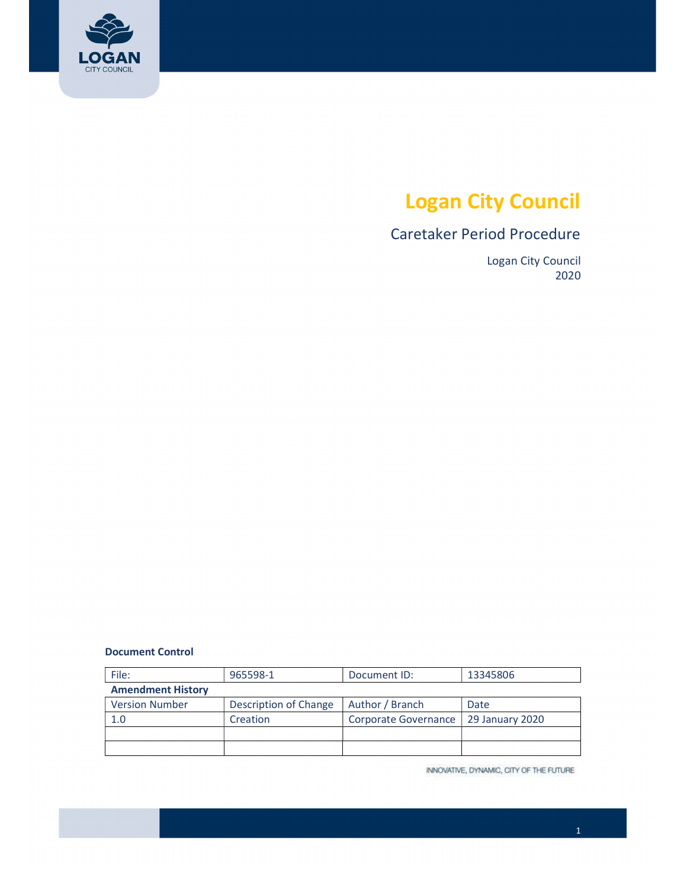# Logan City Council

## Caretaker Period Procedure

Logan City Council
2020

**Document Control**

| File: | 965598-1 | Document ID: | 13345806 |
|---|---|---|---|
| **Amendment History** | | | |
| Version Number | Description of Change | Author / Branch | Date |
| 1.0 | Creation | Corporate Governance | 29 January 2020 |
| | | | |
| | | | |

INNOVATIVE, DYNAMIC, CITY OF THE FUTURE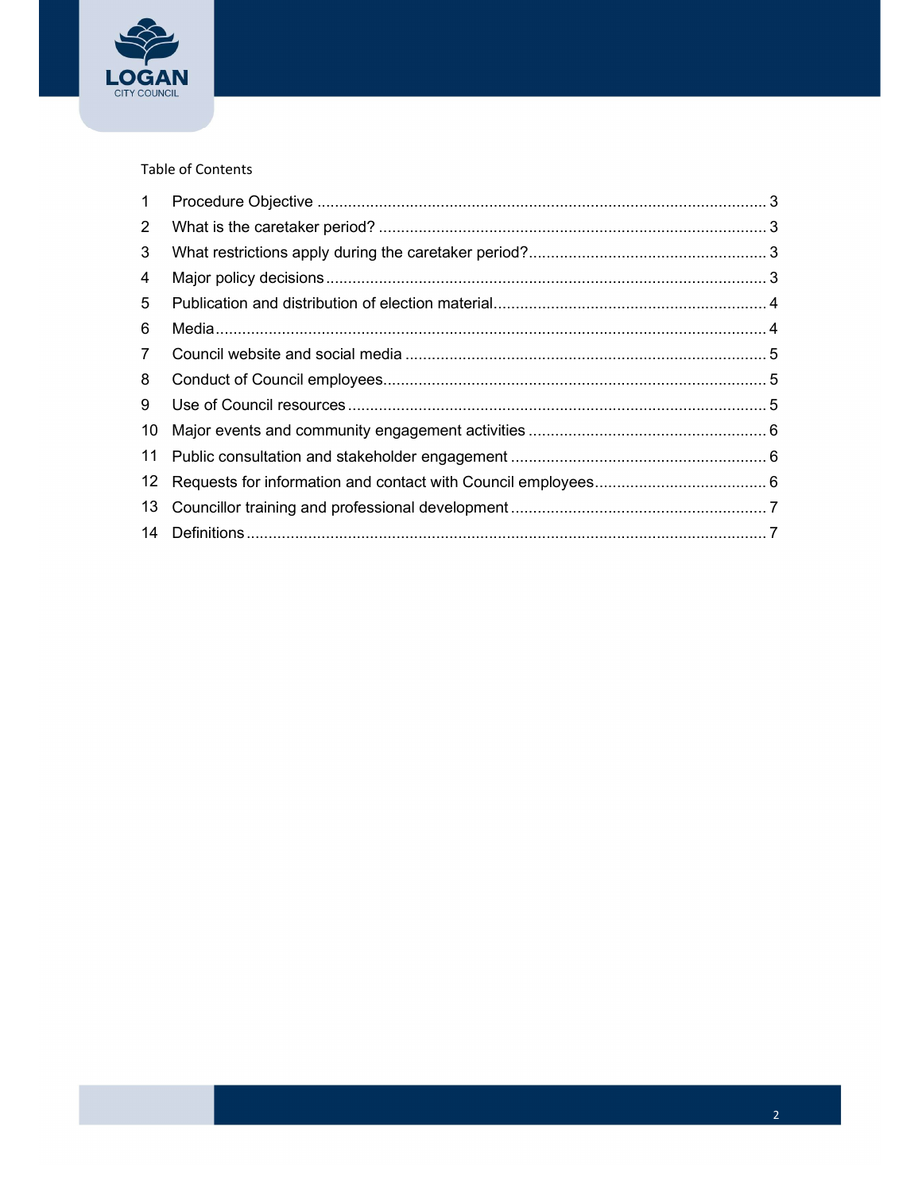Table of Contents

| | | |
|---|---|---|
| 1 | Procedure Objective | 3 |
| 2 | What is the caretaker period? | 3 |
| 3 | What restrictions apply during the caretaker period? | 3 |
| 4 | Major policy decisions | 3 |
| 5 | Publication and distribution of election material | 4 |
| 6 | Media | 4 |
| 7 | Council website and social media | 5 |
| 8 | Conduct of Council employees | 5 |
| 9 | Use of Council resources | 5 |
| 10 | Major events and community engagement activities | 6 |
| 11 | Public consultation and stakeholder engagement | 6 |
| 12 | Requests for information and contact with Council employees | 6 |
| 13 | Councillor training and professional development | 7 |
| 14 | Definitions | 7 |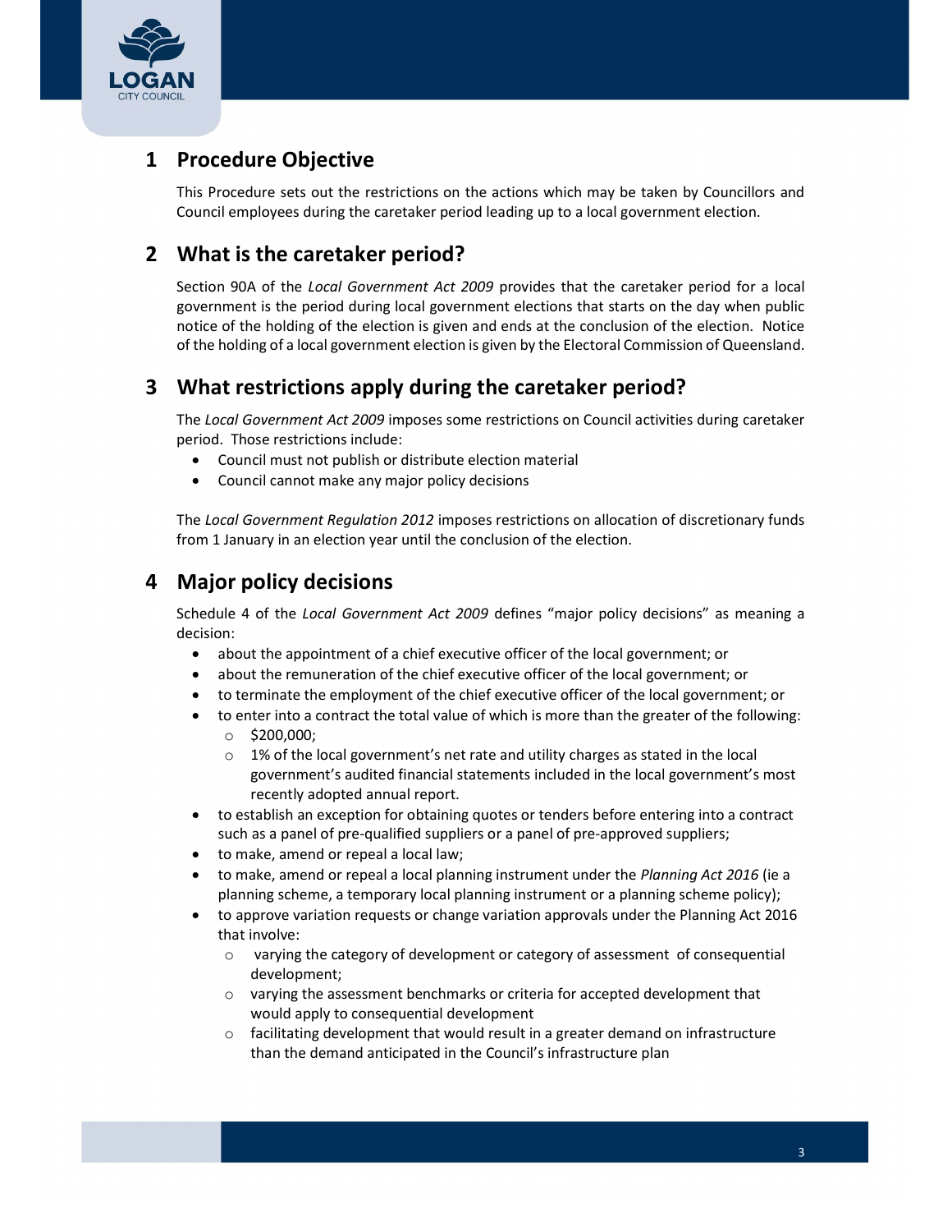## 1 Procedure Objective

This Procedure sets out the restrictions on the actions which may be taken by Councillors and Council employees during the caretaker period leading up to a local government election.

## 2 What is the caretaker period?

Section 90A of the *Local Government Act 2009* provides that the caretaker period for a local government is the period during local government elections that starts on the day when public notice of the holding of the election is given and ends at the conclusion of the election. Notice of the holding of a local government election is given by the Electoral Commission of Queensland.

## 3 What restrictions apply during the caretaker period?

The *Local Government Act 2009* imposes some restrictions on Council activities during caretaker period. Those restrictions include:

- Council must not publish or distribute election material
- Council cannot make any major policy decisions

The *Local Government Regulation 2012* imposes restrictions on allocation of discretionary funds from 1 January in an election year until the conclusion of the election.

## 4 Major policy decisions

Schedule 4 of the *Local Government Act 2009* defines "major policy decisions" as meaning a decision:

- about the appointment of a chief executive officer of the local government; or
- about the remuneration of the chief executive officer of the local government; or
- to terminate the employment of the chief executive officer of the local government; or
- to enter into a contract the total value of which is more than the greater of the following:
  - $200,000;
  - 1% of the local government's net rate and utility charges as stated in the local government's audited financial statements included in the local government's most recently adopted annual report.
- to establish an exception for obtaining quotes or tenders before entering into a contract such as a panel of pre-qualified suppliers or a panel of pre-approved suppliers;
- to make, amend or repeal a local law;
- to make, amend or repeal a local planning instrument under the *Planning Act 2016* (ie a planning scheme, a temporary local planning instrument or a planning scheme policy);
- to approve variation requests or change variation approvals under the Planning Act 2016 that involve:
  - varying the category of development or category of assessment of consequential development;
  - varying the assessment benchmarks or criteria for accepted development that would apply to consequential development
  - facilitating development that would result in a greater demand on infrastructure than the demand anticipated in the Council's infrastructure plan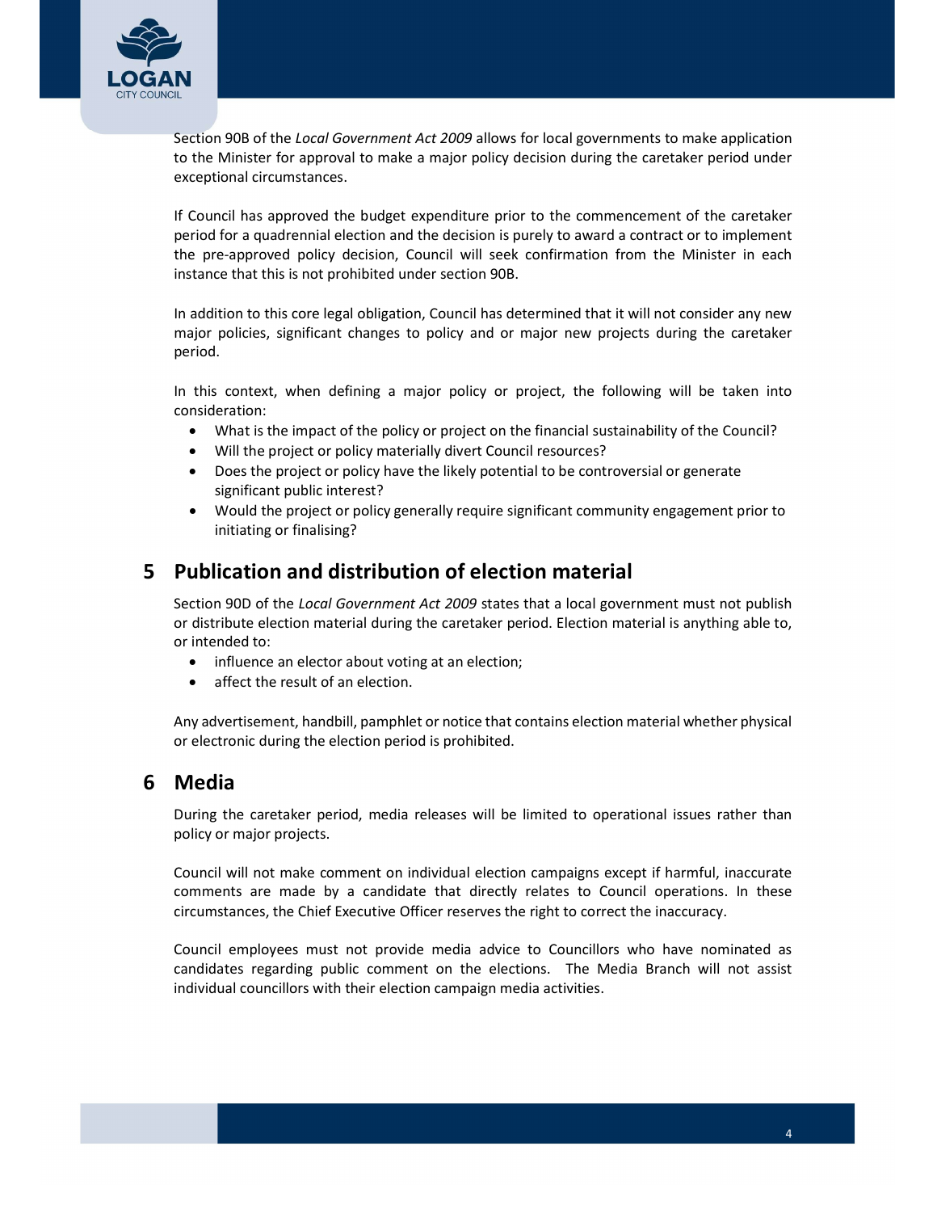Section 90B of the *Local Government Act 2009* allows for local governments to make application to the Minister for approval to make a major policy decision during the caretaker period under exceptional circumstances.

If Council has approved the budget expenditure prior to the commencement of the caretaker period for a quadrennial election and the decision is purely to award a contract or to implement the pre-approved policy decision, Council will seek confirmation from the Minister in each instance that this is not prohibited under section 90B.

In addition to this core legal obligation, Council has determined that it will not consider any new major policies, significant changes to policy and or major new projects during the caretaker period.

In this context, when defining a major policy or project, the following will be taken into consideration:

- What is the impact of the policy or project on the financial sustainability of the Council?
- Will the project or policy materially divert Council resources?
- Does the project or policy have the likely potential to be controversial or generate significant public interest?
- Would the project or policy generally require significant community engagement prior to initiating or finalising?

## 5 Publication and distribution of election material

Section 90D of the *Local Government Act 2009* states that a local government must not publish or distribute election material during the caretaker period. Election material is anything able to, or intended to:

- influence an elector about voting at an election;
- affect the result of an election.

Any advertisement, handbill, pamphlet or notice that contains election material whether physical or electronic during the election period is prohibited.

## 6 Media

During the caretaker period, media releases will be limited to operational issues rather than policy or major projects.

Council will not make comment on individual election campaigns except if harmful, inaccurate comments are made by a candidate that directly relates to Council operations. In these circumstances, the Chief Executive Officer reserves the right to correct the inaccuracy.

Council employees must not provide media advice to Councillors who have nominated as candidates regarding public comment on the elections. The Media Branch will not assist individual councillors with their election campaign media activities.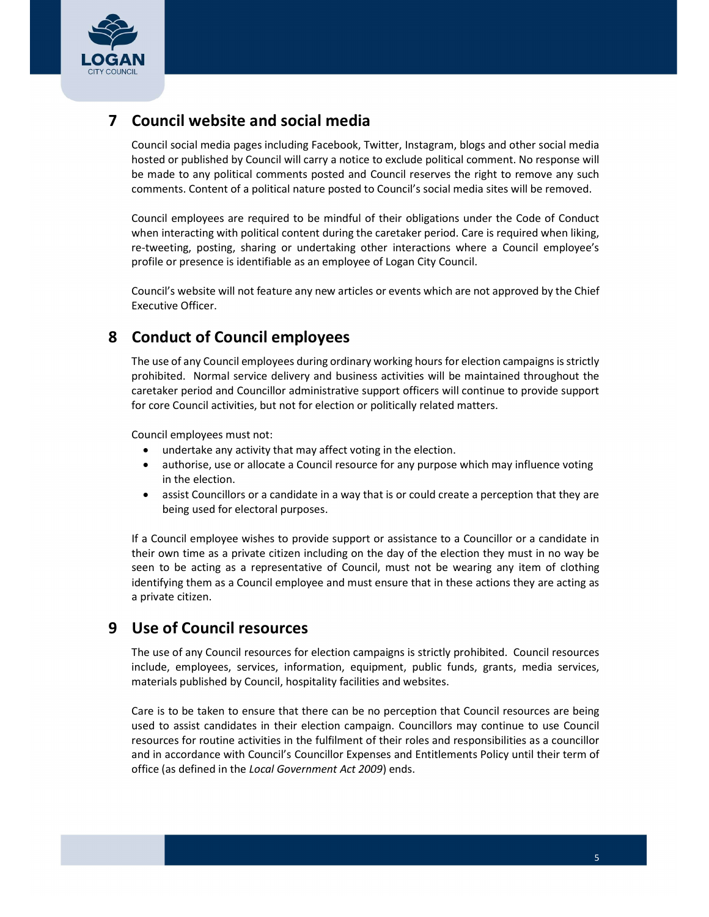## 7 Council website and social media

Council social media pages including Facebook, Twitter, Instagram, blogs and other social media hosted or published by Council will carry a notice to exclude political comment. No response will be made to any political comments posted and Council reserves the right to remove any such comments. Content of a political nature posted to Council's social media sites will be removed.

Council employees are required to be mindful of their obligations under the Code of Conduct when interacting with political content during the caretaker period. Care is required when liking, re-tweeting, posting, sharing or undertaking other interactions where a Council employee's profile or presence is identifiable as an employee of Logan City Council.

Council's website will not feature any new articles or events which are not approved by the Chief Executive Officer.

## 8 Conduct of Council employees

The use of any Council employees during ordinary working hours for election campaigns is strictly prohibited. Normal service delivery and business activities will be maintained throughout the caretaker period and Councillor administrative support officers will continue to provide support for core Council activities, but not for election or politically related matters.

Council employees must not:

- undertake any activity that may affect voting in the election.
- authorise, use or allocate a Council resource for any purpose which may influence voting in the election.
- assist Councillors or a candidate in a way that is or could create a perception that they are being used for electoral purposes.

If a Council employee wishes to provide support or assistance to a Councillor or a candidate in their own time as a private citizen including on the day of the election they must in no way be seen to be acting as a representative of Council, must not be wearing any item of clothing identifying them as a Council employee and must ensure that in these actions they are acting as a private citizen.

## 9 Use of Council resources

The use of any Council resources for election campaigns is strictly prohibited. Council resources include, employees, services, information, equipment, public funds, grants, media services, materials published by Council, hospitality facilities and websites.

Care is to be taken to ensure that there can be no perception that Council resources are being used to assist candidates in their election campaign. Councillors may continue to use Council resources for routine activities in the fulfilment of their roles and responsibilities as a councillor and in accordance with Council's Councillor Expenses and Entitlements Policy until their term of office (as defined in the *Local Government Act 2009*) ends.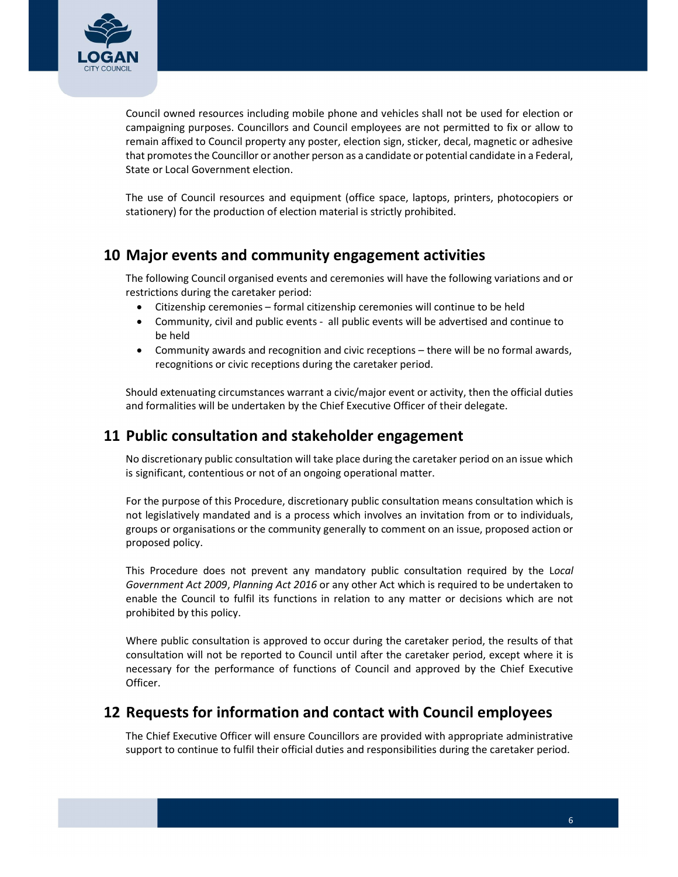Council owned resources including mobile phone and vehicles shall not be used for election or campaigning purposes. Councillors and Council employees are not permitted to fix or allow to remain affixed to Council property any poster, election sign, sticker, decal, magnetic or adhesive that promotes the Councillor or another person as a candidate or potential candidate in a Federal, State or Local Government election.

The use of Council resources and equipment (office space, laptops, printers, photocopiers or stationery) for the production of election material is strictly prohibited.

## 10 Major events and community engagement activities

The following Council organised events and ceremonies will have the following variations and or restrictions during the caretaker period:

- Citizenship ceremonies – formal citizenship ceremonies will continue to be held
- Community, civil and public events - all public events will be advertised and continue to be held
- Community awards and recognition and civic receptions – there will be no formal awards, recognitions or civic receptions during the caretaker period.

Should extenuating circumstances warrant a civic/major event or activity, then the official duties and formalities will be undertaken by the Chief Executive Officer of their delegate.

## 11 Public consultation and stakeholder engagement

No discretionary public consultation will take place during the caretaker period on an issue which is significant, contentious or not of an ongoing operational matter.

For the purpose of this Procedure, discretionary public consultation means consultation which is not legislatively mandated and is a process which involves an invitation from or to individuals, groups or organisations or the community generally to comment on an issue, proposed action or proposed policy.

This Procedure does not prevent any mandatory public consultation required by the L*ocal Government Act 2009*, *Planning Act 2016* or any other Act which is required to be undertaken to enable the Council to fulfil its functions in relation to any matter or decisions which are not prohibited by this policy.

Where public consultation is approved to occur during the caretaker period, the results of that consultation will not be reported to Council until after the caretaker period, except where it is necessary for the performance of functions of Council and approved by the Chief Executive Officer.

## 12 Requests for information and contact with Council employees

The Chief Executive Officer will ensure Councillors are provided with appropriate administrative support to continue to fulfil their official duties and responsibilities during the caretaker period.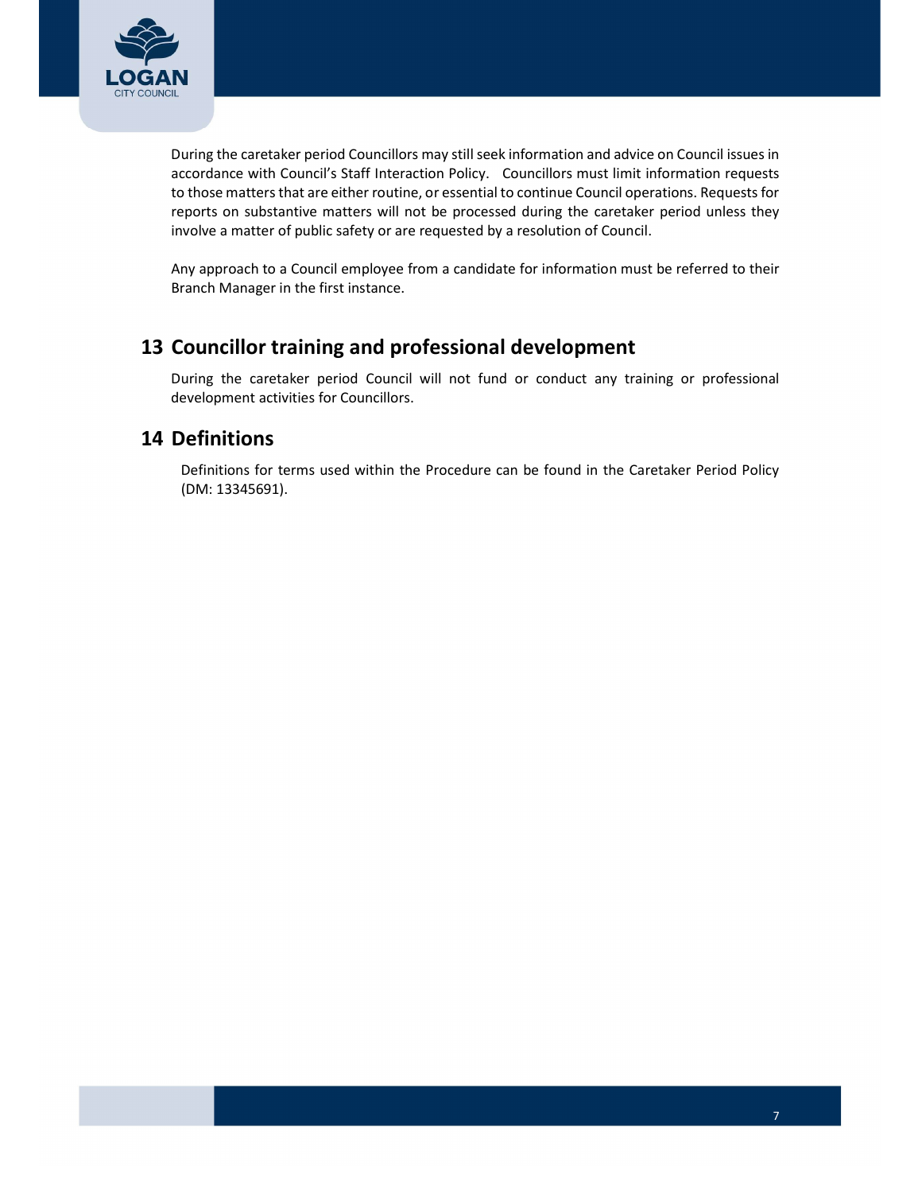During the caretaker period Councillors may still seek information and advice on Council issues in accordance with Council's Staff Interaction Policy. Councillors must limit information requests to those matters that are either routine, or essential to continue Council operations. Requests for reports on substantive matters will not be processed during the caretaker period unless they involve a matter of public safety or are requested by a resolution of Council.

Any approach to a Council employee from a candidate for information must be referred to their Branch Manager in the first instance.

## 13 Councillor training and professional development

During the caretaker period Council will not fund or conduct any training or professional development activities for Councillors.

## 14 Definitions

Definitions for terms used within the Procedure can be found in the Caretaker Period Policy (DM: 13345691).